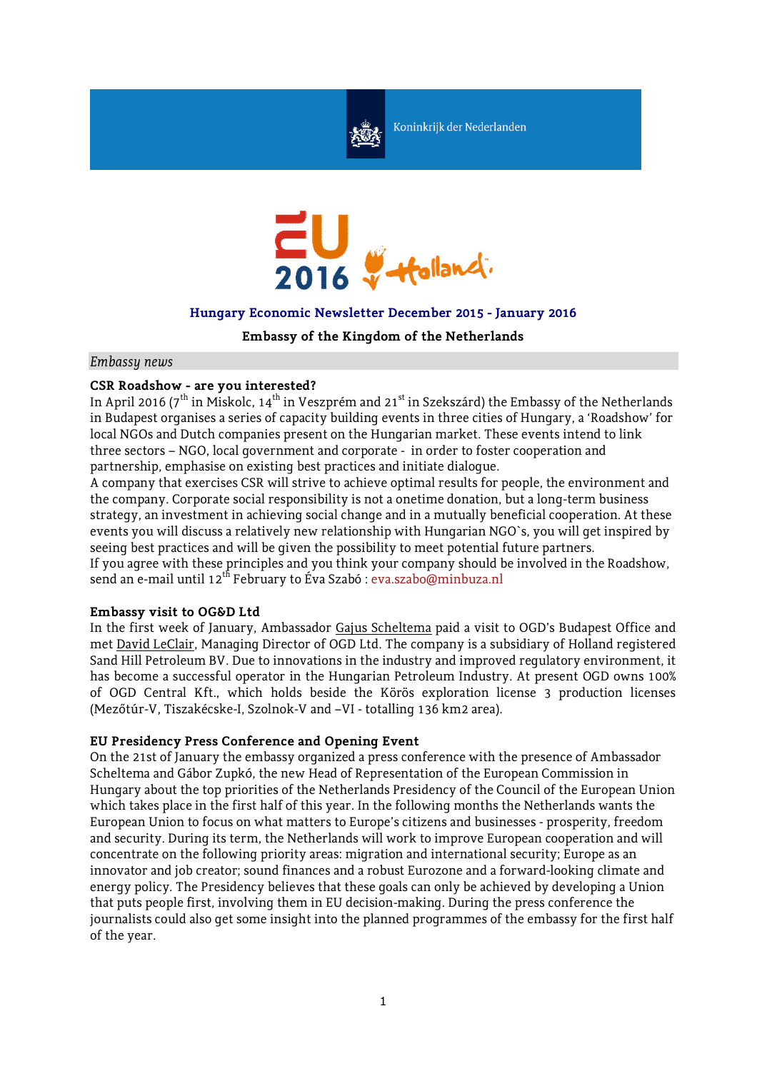Koninkrijk der Nederlanden

EU 2016 Holland

## Hungary Economic Newsletter December 2015 - January 2016

**Embassy of the Kingdom of the Netherlands**

*Embassy news*

### CSR Roadshow - are you interested?

In April 2016 (7th in Miskolc, 14th in Veszprém and 21st in Szekszárd) the Embassy of the Netherlands in Budapest organises a series of capacity building events in three cities of Hungary, a 'Roadshow' for local NGOs and Dutch companies present on the Hungarian market. These events intend to link three sectors – NGO, local government and corporate - in order to foster cooperation and partnership, emphasise on existing best practices and initiate dialogue.

A company that exercises CSR will strive to achieve optimal results for people, the environment and the company. Corporate social responsibility is not a onetime donation, but a long-term business strategy, an investment in achieving social change and in a mutually beneficial cooperation. At these events you will discuss a relatively new relationship with Hungarian NGO`s, you will get inspired by seeing best practices and will be given the possibility to meet potential future partners.

If you agree with these principles and you think your company should be involved in the Roadshow, send an e-mail until 12th February to Éva Szabó : eva.szabo@minbuza.nl

### Embassy visit to OG&D Ltd

In the first week of January, Ambassador Gajus Scheltema paid a visit to OGD's Budapest Office and met David LeClair, Managing Director of OGD Ltd. The company is a subsidiary of Holland registered Sand Hill Petroleum BV. Due to innovations in the industry and improved regulatory environment, it has become a successful operator in the Hungarian Petroleum Industry. At present OGD owns 100% of OGD Central Kft., which holds beside the Körös exploration license 3 production licenses (Mezőtúr-V, Tiszakécske-I, Szolnok-V and –VI - totalling 136 km2 area).

### EU Presidency Press Conference and Opening Event

On the 21st of January the embassy organized a press conference with the presence of Ambassador Scheltema and Gábor Zupkó, the new Head of Representation of the European Commission in Hungary about the top priorities of the Netherlands Presidency of the Council of the European Union which takes place in the first half of this year. In the following months the Netherlands wants the European Union to focus on what matters to Europe's citizens and businesses - prosperity, freedom and security. During its term, the Netherlands will work to improve European cooperation and will concentrate on the following priority areas: migration and international security; Europe as an innovator and job creator; sound finances and a robust Eurozone and a forward-looking climate and energy policy. The Presidency believes that these goals can only be achieved by developing a Union that puts people first, involving them in EU decision-making. During the press conference the journalists could also get some insight into the planned programmes of the embassy for the first half of the year.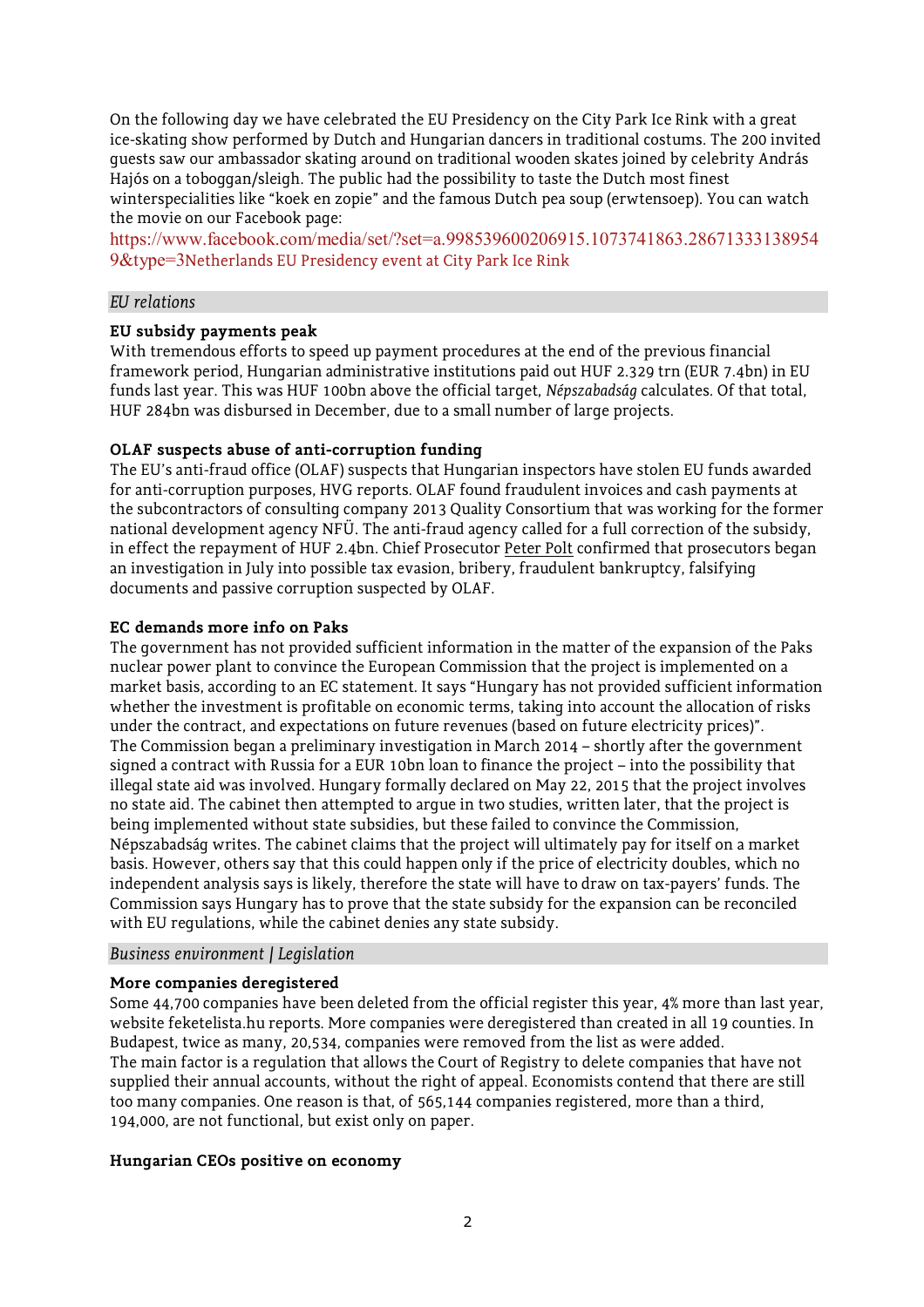On the following day we have celebrated the EU Presidency on the City Park Ice Rink with a great ice-skating show performed by Dutch and Hungarian dancers in traditional costums. The 200 invited guests saw our ambassador skating around on traditional wooden skates joined by celebrity András Hajós on a toboggan/sleigh. The public had the possibility to taste the Dutch most finest winterspecialities like "koek en zopie" and the famous Dutch pea soup (erwtensoep). You can watch the movie on our Facebook page:
https://www.facebook.com/media/set/?set=a.998539600206915.1073741863.286713331389549&type=3Netherlands EU Presidency event at City Park Ice Rink

*EU relations*

**EU subsidy payments peak**
With tremendous efforts to speed up payment procedures at the end of the previous financial framework period, Hungarian administrative institutions paid out HUF 2.329 trn (EUR 7.4bn) in EU funds last year. This was HUF 100bn above the official target, *Népszabadság* calculates. Of that total, HUF 284bn was disbursed in December, due to a small number of large projects.

**OLAF suspects abuse of anti-corruption funding**
The EU's anti-fraud office (OLAF) suspects that Hungarian inspectors have stolen EU funds awarded for anti-corruption purposes, HVG reports. OLAF found fraudulent invoices and cash payments at the subcontractors of consulting company 2013 Quality Consortium that was working for the former national development agency NFÜ. The anti-fraud agency called for a full correction of the subsidy, in effect the repayment of HUF 2.4bn. Chief Prosecutor Peter Polt confirmed that prosecutors began an investigation in July into possible tax evasion, bribery, fraudulent bankruptcy, falsifying documents and passive corruption suspected by OLAF.

**EC demands more info on Paks**
The government has not provided sufficient information in the matter of the expansion of the Paks nuclear power plant to convince the European Commission that the project is implemented on a market basis, according to an EC statement. It says "Hungary has not provided sufficient information whether the investment is profitable on economic terms, taking into account the allocation of risks under the contract, and expectations on future revenues (based on future electricity prices)".
The Commission began a preliminary investigation in March 2014 – shortly after the government signed a contract with Russia for a EUR 10bn loan to finance the project – into the possibility that illegal state aid was involved. Hungary formally declared on May 22, 2015 that the project involves no state aid. The cabinet then attempted to argue in two studies, written later, that the project is being implemented without state subsidies, but these failed to convince the Commission, Népszabadság writes. The cabinet claims that the project will ultimately pay for itself on a market basis. However, others say that this could happen only if the price of electricity doubles, which no independent analysis says is likely, therefore the state will have to draw on tax-payers' funds. The Commission says Hungary has to prove that the state subsidy for the expansion can be reconciled with EU regulations, while the cabinet denies any state subsidy.

*Business environment | Legislation*

**More companies deregistered**
Some 44,700 companies have been deleted from the official register this year, 4% more than last year, website feketelista.hu reports. More companies were deregistered than created in all 19 counties. In Budapest, twice as many, 20,534, companies were removed from the list as were added.
The main factor is a regulation that allows the Court of Registry to delete companies that have not supplied their annual accounts, without the right of appeal. Economists contend that there are still too many companies. One reason is that, of 565,144 companies registered, more than a third, 194,000, are not functional, but exist only on paper.

**Hungarian CEOs positive on economy**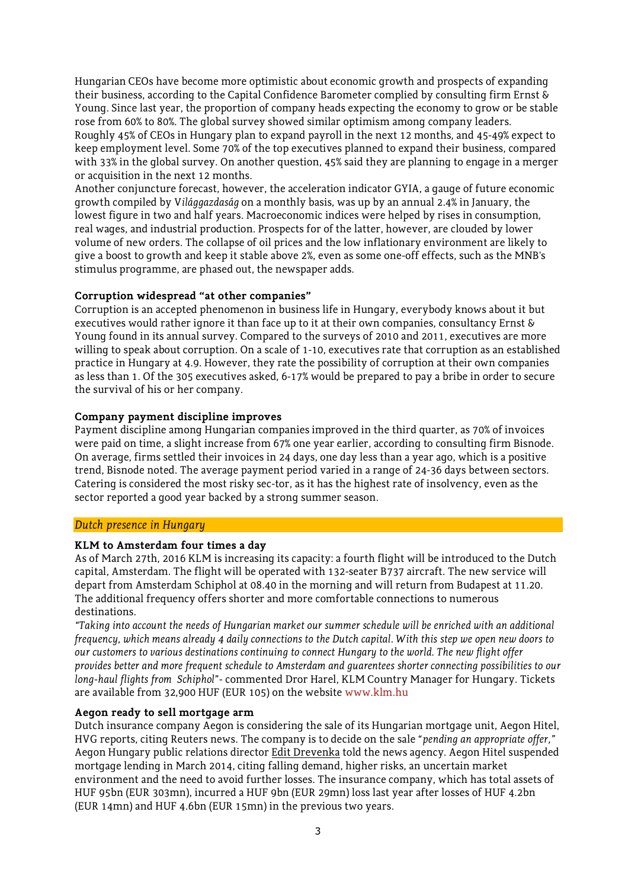Hungarian CEOs have become more optimistic about economic growth and prospects of expanding their business, according to the Capital Confidence Barometer complied by consulting firm Ernst & Young. Since last year, the proportion of company heads expecting the economy to grow or be stable rose from 60% to 80%. The global survey showed similar optimism among company leaders. Roughly 45% of CEOs in Hungary plan to expand payroll in the next 12 months, and 45-49% expect to keep employment level. Some 70% of the top executives planned to expand their business, compared with 33% in the global survey. On another question, 45% said they are planning to engage in a merger or acquisition in the next 12 months.

Another conjuncture forecast, however, the acceleration indicator GYIA, a gauge of future economic growth compiled by V*ilággazdaság* on a monthly basis, was up by an annual 2.4% in January, the lowest figure in two and half years. Macroeconomic indices were helped by rises in consumption, real wages, and industrial production. Prospects for of the latter, however, are clouded by lower volume of new orders. The collapse of oil prices and the low inflationary environment are likely to give a boost to growth and keep it stable above 2%, even as some one-off effects, such as the MNB's stimulus programme, are phased out, the newspaper adds.

**Corruption widespread "at other companies"**

Corruption is an accepted phenomenon in business life in Hungary, everybody knows about it but executives would rather ignore it than face up to it at their own companies, consultancy Ernst & Young found in its annual survey. Compared to the surveys of 2010 and 2011, executives are more willing to speak about corruption. On a scale of 1-10, executives rate that corruption as an established practice in Hungary at 4.9. However, they rate the possibility of corruption at their own companies as less than 1. Of the 305 executives asked, 6-17% would be prepared to pay a bribe in order to secure the survival of his or her company.

**Company payment discipline improves**

Payment discipline among Hungarian companies improved in the third quarter, as 70% of invoices were paid on time, a slight increase from 67% one year earlier, according to consulting firm Bisnode. On average, firms settled their invoices in 24 days, one day less than a year ago, which is a positive trend, Bisnode noted. The average payment period varied in a range of 24-36 days between sectors. Catering is considered the most risky sec-tor, as it has the highest rate of insolvency, even as the sector reported a good year backed by a strong summer season.

## *Dutch presence in Hungary*

**KLM to Amsterdam four times a day**

As of March 27th, 2016 KLM is increasing its capacity: a fourth flight will be introduced to the Dutch capital, Amsterdam. The flight will be operated with 132-seater B737 aircraft. The new service will depart from Amsterdam Schiphol at 08.40 in the morning and will return from Budapest at 11.20. The additional frequency offers shorter and more comfortable connections to numerous destinations.

*"Taking into account the needs of Hungarian market our summer schedule will be enriched with an additional frequency, which means already 4 daily connections to the Dutch capital. With this step we open new doors to our customers to various destinations continuing to connect Hungary to the world. The new flight offer provides better and more frequent schedule to Amsterdam and guarentees shorter connecting possibilities to our long-haul flights from Schiphol"*- commented Dror Harel, KLM Country Manager for Hungary. Tickets are available from 32,900 HUF (EUR 105) on the website www.klm.hu

**Aegon ready to sell mortgage arm**

Dutch insurance company Aegon is considering the sale of its Hungarian mortgage unit, Aegon Hitel, HVG reports, citing Reuters news. The company is to decide on the sale "*pending an appropriate offer,"* Aegon Hungary public relations director Edit Drevenka told the news agency. Aegon Hitel suspended mortgage lending in March 2014, citing falling demand, higher risks, an uncertain market environment and the need to avoid further losses. The insurance company, which has total assets of HUF 95bn (EUR 303mn), incurred a HUF 9bn (EUR 29mn) loss last year after losses of HUF 4.2bn (EUR 14mn) and HUF 4.6bn (EUR 15mn) in the previous two years.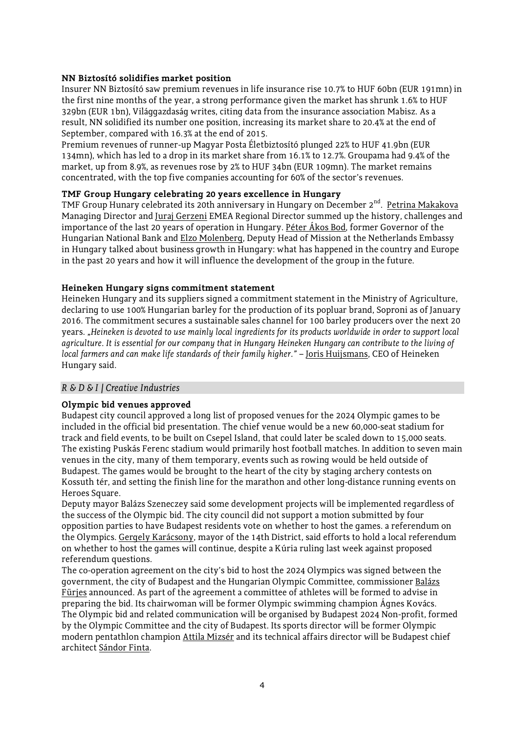**NN Biztosító solidifies market position**

Insurer NN Biztosító saw premium revenues in life insurance rise 10.7% to HUF 60bn (EUR 191mn) in the first nine months of the year, a strong performance given the market has shrunk 1.6% to HUF 329bn (EUR 1bn), Világgazdaság writes, citing data from the insurance association Mabisz. As a result, NN solidified its number one position, increasing its market share to 20.4% at the end of September, compared with 16.3% at the end of 2015.

Premium revenues of runner-up Magyar Posta Életbiztosító plunged 22% to HUF 41.9bn (EUR 134mn), which has led to a drop in its market share from 16.1% to 12.7%. Groupama had 9.4% of the market, up from 8.9%, as revenues rose by 2% to HUF 34bn (EUR 109mn). The market remains concentrated, with the top five companies accounting for 60% of the sector's revenues.

**TMF Group Hungary celebrating 20 years excellence in Hungary**

TMF Group Hunary celebrated its 20th anniversary in Hungary on December 2nd. Petrina Makakova Managing Director and Juraj Gerzeni EMEA Regional Director summed up the history, challenges and importance of the last 20 years of operation in Hungary. Péter Ákos Bod, former Governor of the Hungarian National Bank and Elzo Molenberg, Deputy Head of Mission at the Netherlands Embassy in Hungary talked about business growth in Hungary: what has happened in the country and Europe in the past 20 years and how it will influence the development of the group in the future.

**Heineken Hungary signs commitment statement**

Heineken Hungary and its suppliers signed a commitment statement in the Ministry of Agriculture, declaring to use 100% Hungarian barley for the production of its popluar brand, Soproni as of January 2016. The commitment secures a sustainable sales channel for 100 barley producers over the next 20 years. *„Heineken is devoted to use mainly local ingredients for its products worldwide in order to support local agriculture. It is essential for our company that in Hungary Heineken Hungary can contribute to the living of local farmers and can make life standards of their family higher."* – Joris Huijsmans, CEO of Heineken Hungary said.

*R & D & I | Creative Industries*

**Olympic bid venues approved**

Budapest city council approved a long list of proposed venues for the 2024 Olympic games to be included in the official bid presentation. The chief venue would be a new 60,000-seat stadium for track and field events, to be built on Csepel Island, that could later be scaled down to 15,000 seats. The existing Puskás Ferenc stadium would primarily host football matches. In addition to seven main venues in the city, many of them temporary, events such as rowing would be held outside of Budapest. The games would be brought to the heart of the city by staging archery contests on Kossuth tér, and setting the finish line for the marathon and other long-distance running events on Heroes Square.

Deputy mayor Balázs Szeneczey said some development projects will be implemented regardless of the success of the Olympic bid. The city council did not support a motion submitted by four opposition parties to have Budapest residents vote on whether to host the games. a referendum on the Olympics. Gergely Karácsony, mayor of the 14th District, said efforts to hold a local referendum on whether to host the games will continue, despite a Kúria ruling last week against proposed referendum questions.

The co-operation agreement on the city's bid to host the 2024 Olympics was signed between the government, the city of Budapest and the Hungarian Olympic Committee, commissioner Balázs Fürjes announced. As part of the agreement a committee of athletes will be formed to advise in preparing the bid. Its chairwoman will be former Olympic swimming champion Ágnes Kovács. The Olympic bid and related communication will be organised by Budapest 2024 Non-profit, formed by the Olympic Committee and the city of Budapest. Its sports director will be former Olympic modern pentathlon champion Attila Mizsér and its technical affairs director will be Budapest chief architect Sándor Finta.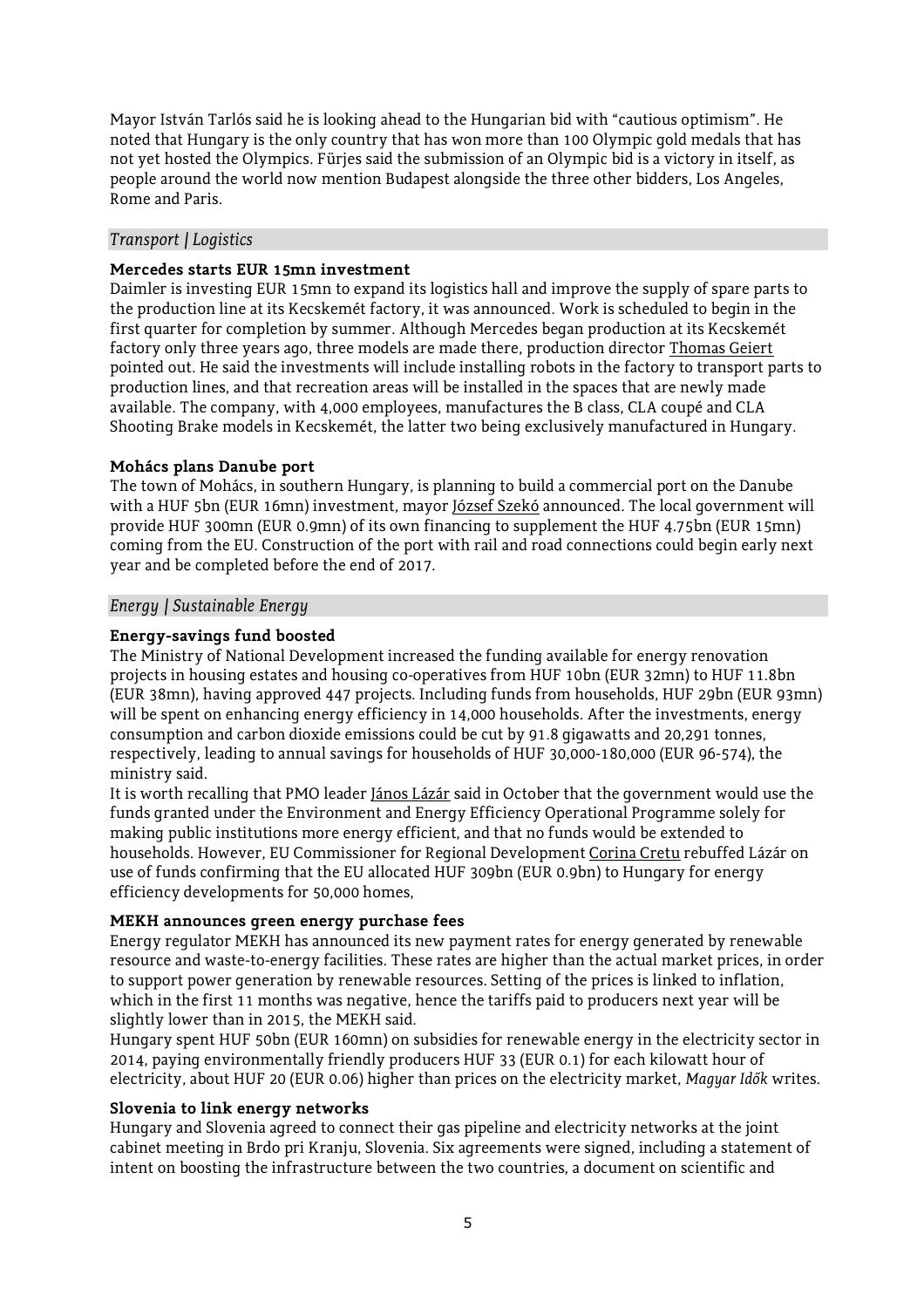Mayor István Tarlós said he is looking ahead to the Hungarian bid with "cautious optimism". He noted that Hungary is the only country that has won more than 100 Olympic gold medals that has not yet hosted the Olympics. Fürjes said the submission of an Olympic bid is a victory in itself, as people around the world now mention Budapest alongside the three other bidders, Los Angeles, Rome and Paris.

## *Transport | Logistics*

### Mercedes starts EUR 15mn investment

Daimler is investing EUR 15mn to expand its logistics hall and improve the supply of spare parts to the production line at its Kecskemét factory, it was announced. Work is scheduled to begin in the first quarter for completion by summer. Although Mercedes began production at its Kecskemét factory only three years ago, three models are made there, production director Thomas Geiert pointed out. He said the investments will include installing robots in the factory to transport parts to production lines, and that recreation areas will be installed in the spaces that are newly made available. The company, with 4,000 employees, manufactures the B class, CLA coupé and CLA Shooting Brake models in Kecskemét, the latter two being exclusively manufactured in Hungary.

### Mohács plans Danube port

The town of Mohács, in southern Hungary, is planning to build a commercial port on the Danube with a HUF 5bn (EUR 16mn) investment, mayor József Szekó announced. The local government will provide HUF 300mn (EUR 0.9mn) of its own financing to supplement the HUF 4.75bn (EUR 15mn) coming from the EU. Construction of the port with rail and road connections could begin early next year and be completed before the end of 2017.

## *Energy | Sustainable Energy*

### Energy-savings fund boosted

The Ministry of National Development increased the funding available for energy renovation projects in housing estates and housing co-operatives from HUF 10bn (EUR 32mn) to HUF 11.8bn (EUR 38mn), having approved 447 projects. Including funds from households, HUF 29bn (EUR 93mn) will be spent on enhancing energy efficiency in 14,000 households. After the investments, energy consumption and carbon dioxide emissions could be cut by 91.8 gigawatts and 20,291 tonnes, respectively, leading to annual savings for households of HUF 30,000-180,000 (EUR 96-574), the ministry said.

It is worth recalling that PMO leader János Lázár said in October that the government would use the funds granted under the Environment and Energy Efficiency Operational Programme solely for making public institutions more energy efficient, and that no funds would be extended to households. However, EU Commissioner for Regional Development Corina Cretu rebuffed Lázár on use of funds confirming that the EU allocated HUF 309bn (EUR 0.9bn) to Hungary for energy efficiency developments for 50,000 homes,

### MEKH announces green energy purchase fees

Energy regulator MEKH has announced its new payment rates for energy generated by renewable resource and waste-to-energy facilities. These rates are higher than the actual market prices, in order to support power generation by renewable resources. Setting of the prices is linked to inflation, which in the first 11 months was negative, hence the tariffs paid to producers next year will be slightly lower than in 2015, the MEKH said.

Hungary spent HUF 50bn (EUR 160mn) on subsidies for renewable energy in the electricity sector in 2014, paying environmentally friendly producers HUF 33 (EUR 0.1) for each kilowatt hour of electricity, about HUF 20 (EUR 0.06) higher than prices on the electricity market, *Magyar Idők* writes.

### Slovenia to link energy networks

Hungary and Slovenia agreed to connect their gas pipeline and electricity networks at the joint cabinet meeting in Brdo pri Kranju, Slovenia. Six agreements were signed, including a statement of intent on boosting the infrastructure between the two countries, a document on scientific and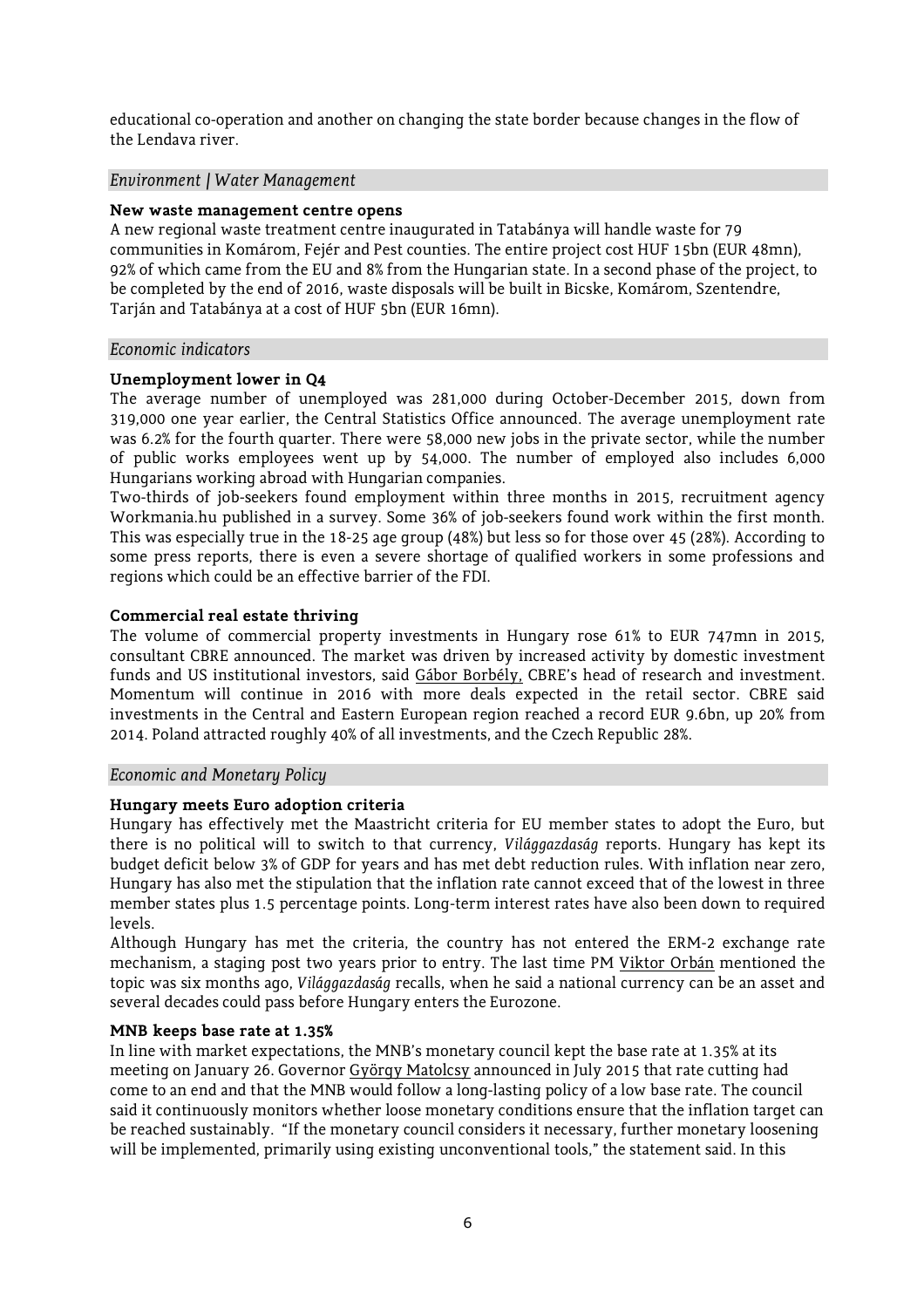educational co-operation and another on changing the state border because changes in the flow of the Lendava river.

## *Environment | Water Management*

### New waste management centre opens

A new regional waste treatment centre inaugurated in Tatabánya will handle waste for 79 communities in Komárom, Fejér and Pest counties. The entire project cost HUF 15bn (EUR 48mn), 92% of which came from the EU and 8% from the Hungarian state. In a second phase of the project, to be completed by the end of 2016, waste disposals will be built in Bicske, Komárom, Szentendre, Tarján and Tatabánya at a cost of HUF 5bn (EUR 16mn).

## *Economic indicators*

### Unemployment lower in Q4

The average number of unemployed was 281,000 during October-December 2015, down from 319,000 one year earlier, the Central Statistics Office announced. The average unemployment rate was 6.2% for the fourth quarter. There were 58,000 new jobs in the private sector, while the number of public works employees went up by 54,000. The number of employed also includes 6,000 Hungarians working abroad with Hungarian companies.

Two-thirds of job-seekers found employment within three months in 2015, recruitment agency Workmania.hu published in a survey. Some 36% of job-seekers found work within the first month. This was especially true in the 18-25 age group (48%) but less so for those over 45 (28%). According to some press reports, there is even a severe shortage of qualified workers in some professions and regions which could be an effective barrier of the FDI.

### Commercial real estate thriving

The volume of commercial property investments in Hungary rose 61% to EUR 747mn in 2015, consultant CBRE announced. The market was driven by increased activity by domestic investment funds and US institutional investors, said Gábor Borbély, CBRE's head of research and investment. Momentum will continue in 2016 with more deals expected in the retail sector. CBRE said investments in the Central and Eastern European region reached a record EUR 9.6bn, up 20% from 2014. Poland attracted roughly 40% of all investments, and the Czech Republic 28%.

## *Economic and Monetary Policy*

### Hungary meets Euro adoption criteria

Hungary has effectively met the Maastricht criteria for EU member states to adopt the Euro, but there is no political will to switch to that currency, *Világgazdaság* reports. Hungary has kept its budget deficit below 3% of GDP for years and has met debt reduction rules. With inflation near zero, Hungary has also met the stipulation that the inflation rate cannot exceed that of the lowest in three member states plus 1.5 percentage points. Long-term interest rates have also been down to required levels.

Although Hungary has met the criteria, the country has not entered the ERM-2 exchange rate mechanism, a staging post two years prior to entry. The last time PM Viktor Orbán mentioned the topic was six months ago, *Világgazdaság* recalls, when he said a national currency can be an asset and several decades could pass before Hungary enters the Eurozone.

### MNB keeps base rate at 1.35%

In line with market expectations, the MNB's monetary council kept the base rate at 1.35% at its meeting on January 26. Governor György Matolcsy announced in July 2015 that rate cutting had come to an end and that the MNB would follow a long-lasting policy of a low base rate. The council said it continuously monitors whether loose monetary conditions ensure that the inflation target can be reached sustainably. "If the monetary council considers it necessary, further monetary loosening will be implemented, primarily using existing unconventional tools," the statement said. In this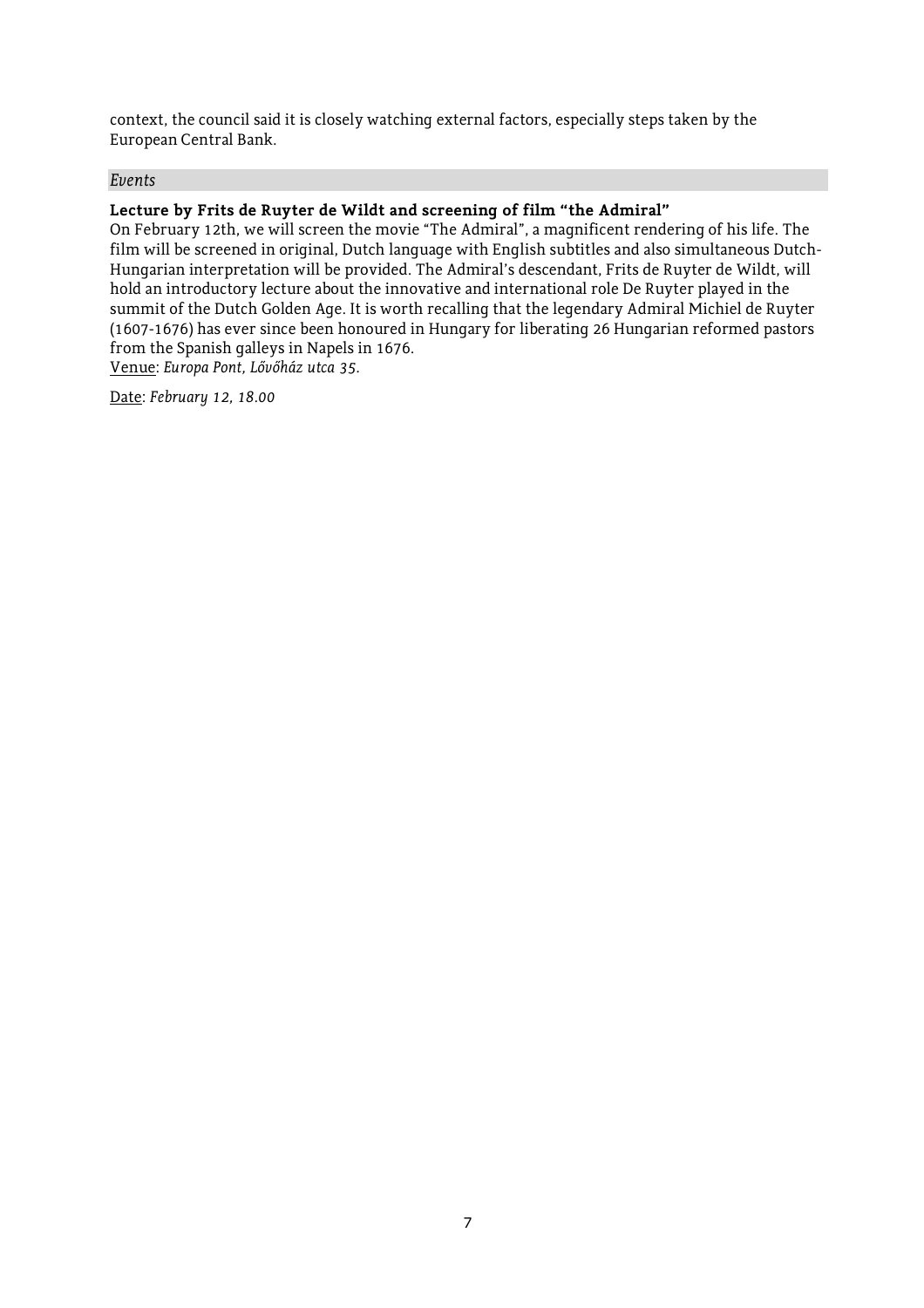context, the council said it is closely watching external factors, especially steps taken by the European Central Bank.

*Events*

**Lecture by Frits de Ruyter de Wildt and screening of film "the Admiral"**

On February 12th, we will screen the movie "The Admiral", a magnificent rendering of his life. The film will be screened in original, Dutch language with English subtitles and also simultaneous Dutch-Hungarian interpretation will be provided. The Admiral's descendant, Frits de Ruyter de Wildt, will hold an introductory lecture about the innovative and international role De Ruyter played in the summit of the Dutch Golden Age. It is worth recalling that the legendary Admiral Michiel de Ruyter (1607-1676) has ever since been honoured in Hungary for liberating 26 Hungarian reformed pastors from the Spanish galleys in Napels in 1676.

Venue: *Europa Pont, Lővőház utca 35.*

Date: *February 12, 18.00*